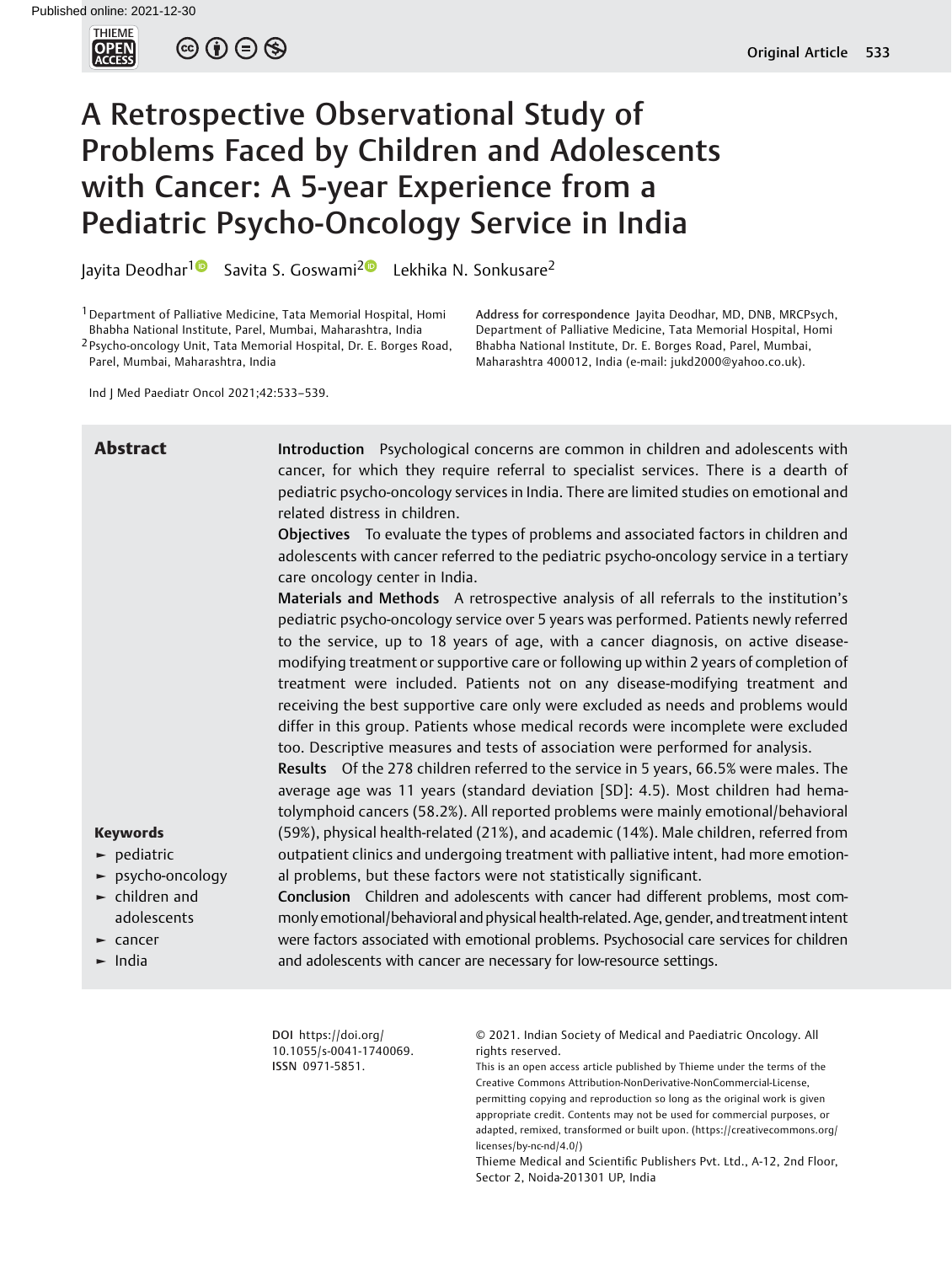# A Retrospective Observational Study of Problems Faced by Children and Adolescents with Cancer: A 5-year Experience from a Pediatric Psycho-Oncology Service in India

Jayita Deodhar[1] Savita S. Goswami[2] Lekhika N. Sonkusare[2]

[1] Department of Palliative Medicine, Tata Memorial Hospital, Homi Bhabha National Institute, Parel, Mumbai, Maharashtra, India
[2] Psycho-oncology Unit, Tata Memorial Hospital, Dr. E. Borges Road, Parel, Mumbai, Maharashtra, India

Address for correspondence Jayita Deodhar, MD, DNB, MRCPsych, Department of Palliative Medicine, Tata Memorial Hospital, Homi Bhabha National Institute, Dr. E. Borges Road, Parel, Mumbai, Maharashtra 400012, India (e-mail: jukd2000@yahoo.co.uk).

Ind J Med Paediatr Oncol 2021;42:533–539.

## Abstract

**Introduction** Psychological concerns are common in children and adolescents with cancer, for which they require referral to specialist services. There is a dearth of pediatric psycho-oncology services in India. There are limited studies on emotional and related distress in children.

**Objectives** To evaluate the types of problems and associated factors in children and adolescents with cancer referred to the pediatric psycho-oncology service in a tertiary care oncology center in India.

**Materials and Methods** A retrospective analysis of all referrals to the institution's pediatric psycho-oncology service over 5 years was performed. Patients newly referred to the service, up to 18 years of age, with a cancer diagnosis, on active disease-modifying treatment or supportive care or following up within 2 years of completion of treatment were included. Patients not on any disease-modifying treatment and receiving the best supportive care only were excluded as needs and problems would differ in this group. Patients whose medical records were incomplete were excluded too. Descriptive measures and tests of association were performed for analysis.

**Results** Of the 278 children referred to the service in 5 years, 66.5% were males. The average age was 11 years (standard deviation [SD]: 4.5). Most children had hematolymphoid cancers (58.2%). All reported problems were mainly emotional/behavioral (59%), physical health-related (21%), and academic (14%). Male children, referred from outpatient clinics and undergoing treatment with palliative intent, had more emotional problems, but these factors were not statistically significant.

**Conclusion** Children and adolescents with cancer had different problems, most commonly emotional/behavioral and physical health-related. Age, gender, and treatment intent were factors associated with emotional problems. Psychosocial care services for children and adolescents with cancer are necessary for low-resource settings.

**Keywords**

- pediatric
- psycho-oncology
- children and adolescents
- cancer
- India

DOI https://doi.org/10.1055/s-0041-1740069.
ISSN 0971-5851.

© 2021. Indian Society of Medical and Paediatric Oncology. All rights reserved.

This is an open access article published by Thieme under the terms of the Creative Commons Attribution-NonDerivative-NonCommercial-License, permitting copying and reproduction so long as the original work is given appropriate credit. Contents may not be used for commercial purposes, or adapted, remixed, transformed or built upon. (https://creativecommons.org/licenses/by-nc-nd/4.0/)

Thieme Medical and Scientific Publishers Pvt. Ltd., A-12, 2nd Floor, Sector 2, Noida-201301 UP, India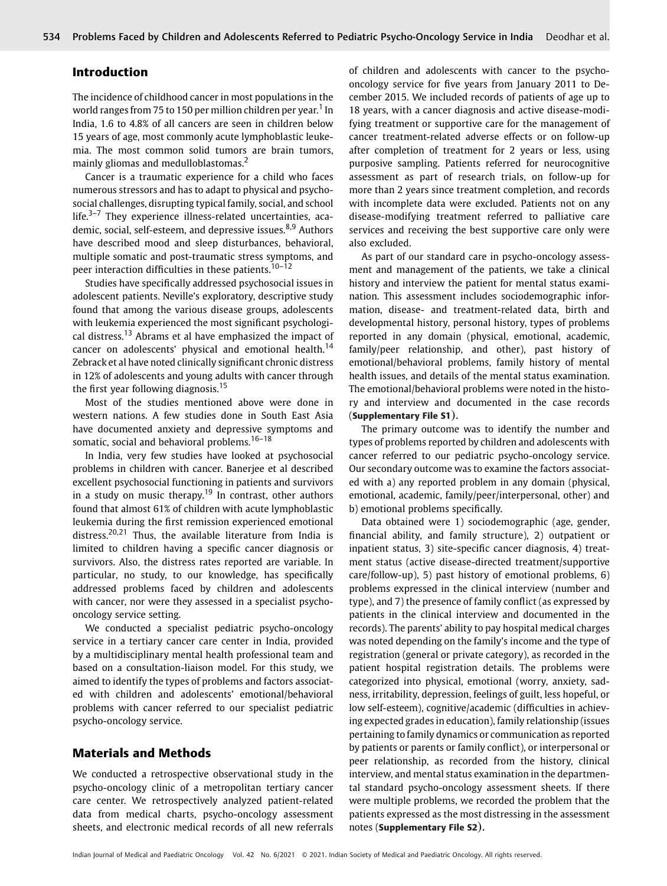## Introduction

The incidence of childhood cancer in most populations in the world ranges from 75 to 150 per million children per year.[1] In India, 1.6 to 4.8% of all cancers are seen in children below 15 years of age, most commonly acute lymphoblastic leukemia. The most common solid tumors are brain tumors, mainly gliomas and medulloblastomas.[2]

Cancer is a traumatic experience for a child who faces numerous stressors and has to adapt to physical and psychosocial challenges, disrupting typical family, social, and school life.[3–7] They experience illness-related uncertainties, academic, social, self-esteem, and depressive issues.[8,9] Authors have described mood and sleep disturbances, behavioral, multiple somatic and post-traumatic stress symptoms, and peer interaction difficulties in these patients.[10–12]

Studies have specifically addressed psychosocial issues in adolescent patients. Neville's exploratory, descriptive study found that among the various disease groups, adolescents with leukemia experienced the most significant psychological distress.[13] Abrams et al have emphasized the impact of cancer on adolescents' physical and emotional health.[14] Zebrack et al have noted clinically significant chronic distress in 12% of adolescents and young adults with cancer through the first year following diagnosis.[15]

Most of the studies mentioned above were done in western nations. A few studies done in South East Asia have documented anxiety and depressive symptoms and somatic, social and behavioral problems.[16–18]

In India, very few studies have looked at psychosocial problems in children with cancer. Banerjee et al described excellent psychosocial functioning in patients and survivors in a study on music therapy.[19] In contrast, other authors found that almost 61% of children with acute lymphoblastic leukemia during the first remission experienced emotional distress.[20,21] Thus, the available literature from India is limited to children having a specific cancer diagnosis or survivors. Also, the distress rates reported are variable. In particular, no study, to our knowledge, has specifically addressed problems faced by children and adolescents with cancer, nor were they assessed in a specialist psycho-oncology service setting.

We conducted a specialist pediatric psycho-oncology service in a tertiary cancer care center in India, provided by a multidisciplinary mental health professional team and based on a consultation-liaison model. For this study, we aimed to identify the types of problems and factors associated with children and adolescents' emotional/behavioral problems with cancer referred to our specialist pediatric psycho-oncology service.

## Materials and Methods

We conducted a retrospective observational study in the psycho-oncology clinic of a metropolitan tertiary cancer care center. We retrospectively analyzed patient-related data from medical charts, psycho-oncology assessment sheets, and electronic medical records of all new referrals of children and adolescents with cancer to the psycho-oncology service for five years from January 2011 to December 2015. We included records of patients of age up to 18 years, with a cancer diagnosis and active disease-modifying treatment or supportive care for the management of cancer treatment-related adverse effects or on follow-up after completion of treatment for 2 years or less, using purposive sampling. Patients referred for neurocognitive assessment as part of research trials, on follow-up for more than 2 years since treatment completion, and records with incomplete data were excluded. Patients not on any disease-modifying treatment referred to palliative care services and receiving the best supportive care only were also excluded.

As part of our standard care in psycho-oncology assessment and management of the patients, we take a clinical history and interview the patient for mental status examination. This assessment includes sociodemographic information, disease- and treatment-related data, birth and developmental history, personal history, types of problems reported in any domain (physical, emotional, academic, family/peer relationship, and other), past history of emotional/behavioral problems, family history of mental health issues, and details of the mental status examination. The emotional/behavioral problems were noted in the history and interview and documented in the case records (**Supplementary File S1**).

The primary outcome was to identify the number and types of problems reported by children and adolescents with cancer referred to our pediatric psycho-oncology service. Our secondary outcome was to examine the factors associated with a) any reported problem in any domain (physical, emotional, academic, family/peer/interpersonal, other) and b) emotional problems specifically.

Data obtained were 1) sociodemographic (age, gender, financial ability, and family structure), 2) outpatient or inpatient status, 3) site-specific cancer diagnosis, 4) treatment status (active disease-directed treatment/supportive care/follow-up), 5) past history of emotional problems, 6) problems expressed in the clinical interview (number and type), and 7) the presence of family conflict (as expressed by patients in the clinical interview and documented in the records). The parents' ability to pay hospital medical charges was noted depending on the family's income and the type of registration (general or private category), as recorded in the patient hospital registration details. The problems were categorized into physical, emotional (worry, anxiety, sadness, irritability, depression, feelings of guilt, less hopeful, or low self-esteem), cognitive/academic (difficulties in achieving expected grades in education), family relationship (issues pertaining to family dynamics or communication as reported by patients or parents or family conflict), or interpersonal or peer relationship, as recorded from the history, clinical interview, and mental status examination in the departmental standard psycho-oncology assessment sheets. If there were multiple problems, we recorded the problem that the patients expressed as the most distressing in the assessment notes (**Supplementary File S2**).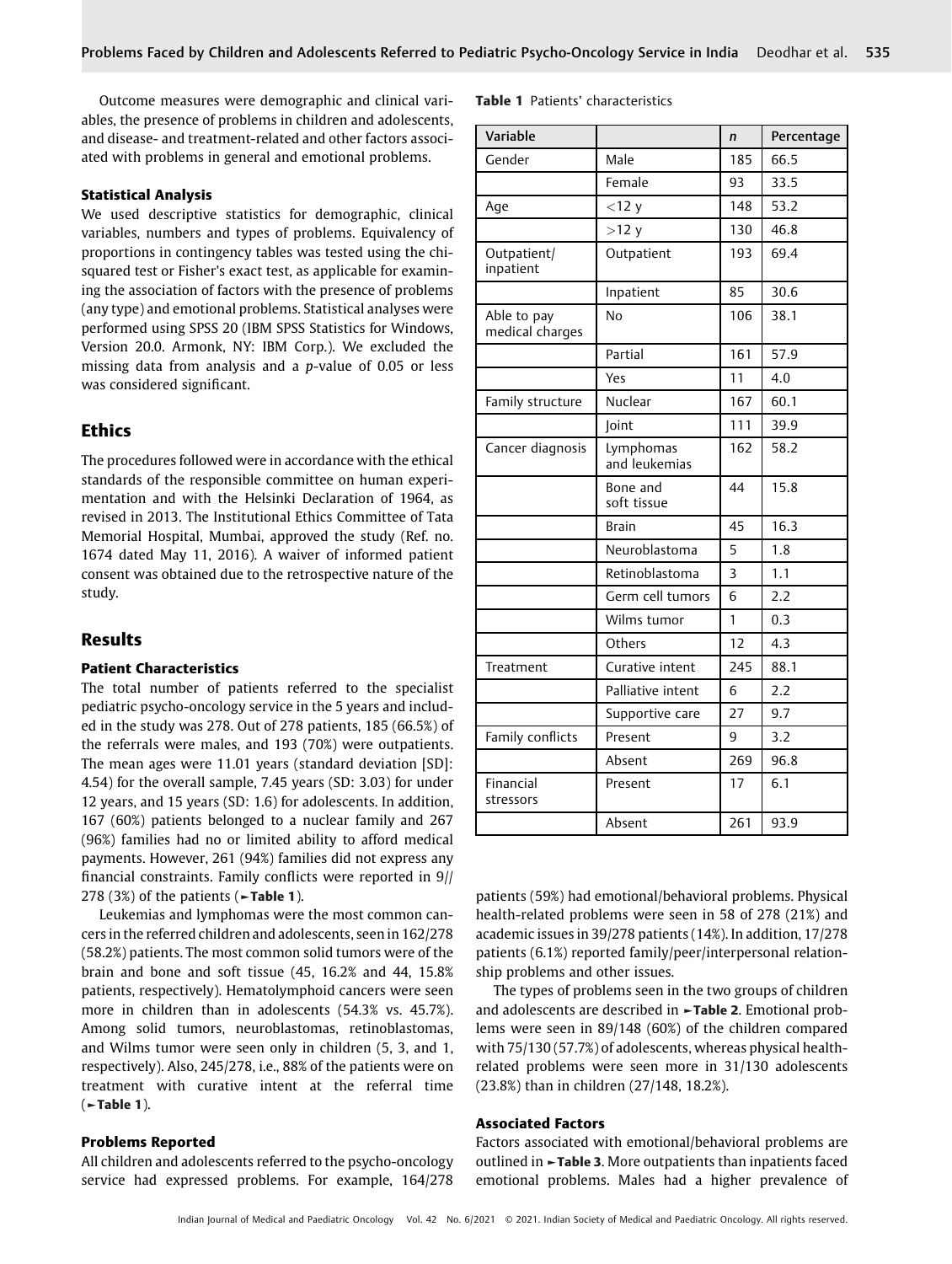Outcome measures were demographic and clinical variables, the presence of problems in children and adolescents, and disease- and treatment-related and other factors associated with problems in general and emotional problems.

### Statistical Analysis

We used descriptive statistics for demographic, clinical variables, numbers and types of problems. Equivalency of proportions in contingency tables was tested using the chi-squared test or Fisher's exact test, as applicable for examining the association of factors with the presence of problems (any type) and emotional problems. Statistical analyses were performed using SPSS 20 (IBM SPSS Statistics for Windows, Version 20.0. Armonk, NY: IBM Corp.). We excluded the missing data from analysis and a *p*-value of 0.05 or less was considered significant.

## Ethics

The procedures followed were in accordance with the ethical standards of the responsible committee on human experimentation and with the Helsinki Declaration of 1964, as revised in 2013. The Institutional Ethics Committee of Tata Memorial Hospital, Mumbai, approved the study (Ref. no. 1674 dated May 11, 2016). A waiver of informed patient consent was obtained due to the retrospective nature of the study.

## Results

### Patient Characteristics

The total number of patients referred to the specialist pediatric psycho-oncology service in the 5 years and included in the study was 278. Out of 278 patients, 185 (66.5%) of the referrals were males, and 193 (70%) were outpatients. The mean ages were 11.01 years (standard deviation [SD]: 4.54) for the overall sample, 7.45 years (SD: 3.03) for under 12 years, and 15 years (SD: 1.6) for adolescents. In addition, 167 (60%) patients belonged to a nuclear family and 267 (96%) families had no or limited ability to afford medical payments. However, 261 (94%) families did not express any financial constraints. Family conflicts were reported in 9// 278 (3%) of the patients (►Table 1).

Leukemias and lymphomas were the most common cancers in the referred children and adolescents, seen in 162/278 (58.2%) patients. The most common solid tumors were of the brain and bone and soft tissue (45, 16.2% and 44, 15.8% patients, respectively). Hematolymphoid cancers were seen more in children than in adolescents (54.3% vs. 45.7%). Among solid tumors, neuroblastomas, retinoblastomas, and Wilms tumor were seen only in children (5, 3, and 1, respectively). Also, 245/278, i.e., 88% of the patients were on treatment with curative intent at the referral time (►Table 1).

**Table 1** Patients' characteristics

| Variable | | *n* | Percentage |
|---|---|---|---|
| Gender | Male | 185 | 66.5 |
| | Female | 93 | 33.5 |
| Age | <12 y | 148 | 53.2 |
| | >12 y | 130 | 46.8 |
| Outpatient/ inpatient | Outpatient | 193 | 69.4 |
| | Inpatient | 85 | 30.6 |
| Able to pay medical charges | No | 106 | 38.1 |
| | Partial | 161 | 57.9 |
| | Yes | 11 | 4.0 |
| Family structure | Nuclear | 167 | 60.1 |
| | Joint | 111 | 39.9 |
| Cancer diagnosis | Lymphomas and leukemias | 162 | 58.2 |
| | Bone and soft tissue | 44 | 15.8 |
| | Brain | 45 | 16.3 |
| | Neuroblastoma | 5 | 1.8 |
| | Retinoblastoma | 3 | 1.1 |
| | Germ cell tumors | 6 | 2.2 |
| | Wilms tumor | 1 | 0.3 |
| | Others | 12 | 4.3 |
| Treatment | Curative intent | 245 | 88.1 |
| | Palliative intent | 6 | 2.2 |
| | Supportive care | 27 | 9.7 |
| Family conflicts | Present | 9 | 3.2 |
| | Absent | 269 | 96.8 |
| Financial stressors | Present | 17 | 6.1 |
| | Absent | 261 | 93.9 |

### Problems Reported

All children and adolescents referred to the psycho-oncology service had expressed problems. For example, 164/278 patients (59%) had emotional/behavioral problems. Physical health-related problems were seen in 58 of 278 (21%) and academic issues in 39/278 patients (14%). In addition, 17/278 patients (6.1%) reported family/peer/interpersonal relationship problems and other issues.

The types of problems seen in the two groups of children and adolescents are described in ►Table 2. Emotional problems were seen in 89/148 (60%) of the children compared with 75/130 (57.7%) of adolescents, whereas physical health-related problems were seen more in 31/130 adolescents (23.8%) than in children (27/148, 18.2%).

### Associated Factors

Factors associated with emotional/behavioral problems are outlined in ►Table 3. More outpatients than inpatients faced emotional problems. Males had a higher prevalence of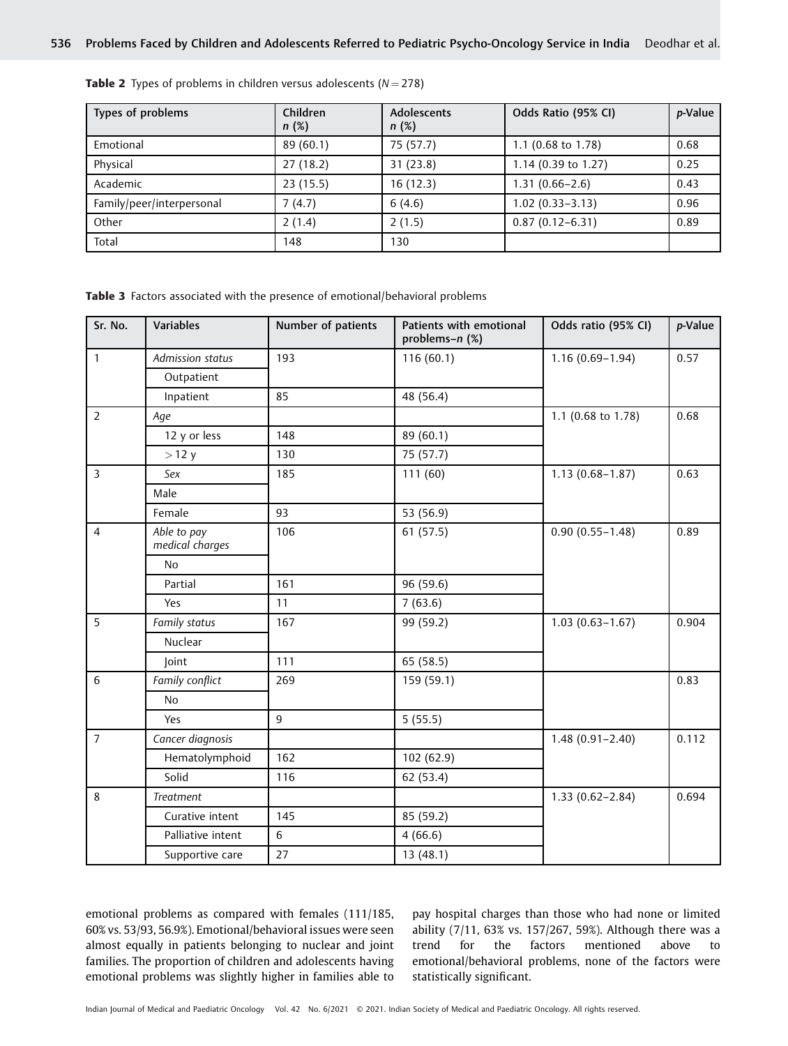**Table 2** Types of problems in children versus adolescents ($N = 278$)

| Types of problems | Children n (%) | Adolescents n (%) | Odds Ratio (95% CI) | p-Value |
|---|---|---|---|---|
| Emotional | 89 (60.1) | 75 (57.7) | 1.1 (0.68 to 1.78) | 0.68 |
| Physical | 27 (18.2) | 31 (23.8) | 1.14 (0.39 to 1.27) | 0.25 |
| Academic | 23 (15.5) | 16 (12.3) | 1.31 (0.66–2.6) | 0.43 |
| Family/peer/interpersonal | 7 (4.7) | 6 (4.6) | 1.02 (0.33–3.13) | 0.96 |
| Other | 2 (1.4) | 2 (1.5) | 0.87 (0.12–6.31) | 0.89 |
| Total | 148 | 130 | | |

**Table 3** Factors associated with the presence of emotional/behavioral problems

| Sr. No. | Variables | Number of patients | Patients with emotional problems–n (%) | Odds ratio (95% CI) | p-Value |
|---|---|---|---|---|---|
| 1 | *Admission status* | | | 1.16 (0.69–1.94) | 0.57 |
| | Outpatient | 193 | 116 (60.1) | | |
| | Inpatient | 85 | 48 (56.4) | | |
| 2 | *Age* | | | 1.1 (0.68 to 1.78) | 0.68 |
| | 12 y or less | 148 | 89 (60.1) | | |
| | > 12 y | 130 | 75 (57.7) | | |
| 3 | *Sex* | | | 1.13 (0.68–1.87) | 0.63 |
| | Male | 185 | 111 (60) | | |
| | Female | 93 | 53 (56.9) | | |
| 4 | *Able to pay medical charges* | | | 0.90 (0.55–1.48) | 0.89 |
| | No | 106 | 61 (57.5) | | |
| | Partial | 161 | 96 (59.6) | | |
| | Yes | 11 | 7 (63.6) | | |
| 5 | *Family status* | | | 1.03 (0.63–1.67) | 0.904 |
| | Nuclear | 167 | 99 (59.2) | | |
| | Joint | 111 | 65 (58.5) | | |
| 6 | *Family conflict* | | | | 0.83 |
| | No | 269 | 159 (59.1) | | |
| | Yes | 9 | 5 (55.5) | | |
| 7 | *Cancer diagnosis* | | | 1.48 (0.91–2.40) | 0.112 |
| | Hematolymphoid | 162 | 102 (62.9) | | |
| | Solid | 116 | 62 (53.4) | | |
| 8 | *Treatment* | | | 1.33 (0.62–2.84) | 0.694 |
| | Curative intent | 145 | 85 (59.2) | | |
| | Palliative intent | 6 | 4 (66.6) | | |
| | Supportive care | 27 | 13 (48.1) | | |

emotional problems as compared with females (111/185, 60% vs. 53/93, 56.9%). Emotional/behavioral issues were seen almost equally in patients belonging to nuclear and joint families. The proportion of children and adolescents having emotional problems was slightly higher in families able to pay hospital charges than those who had none or limited ability (7/11, 63% vs. 157/267, 59%). Although there was a trend for the factors mentioned above to emotional/behavioral problems, none of the factors were statistically significant.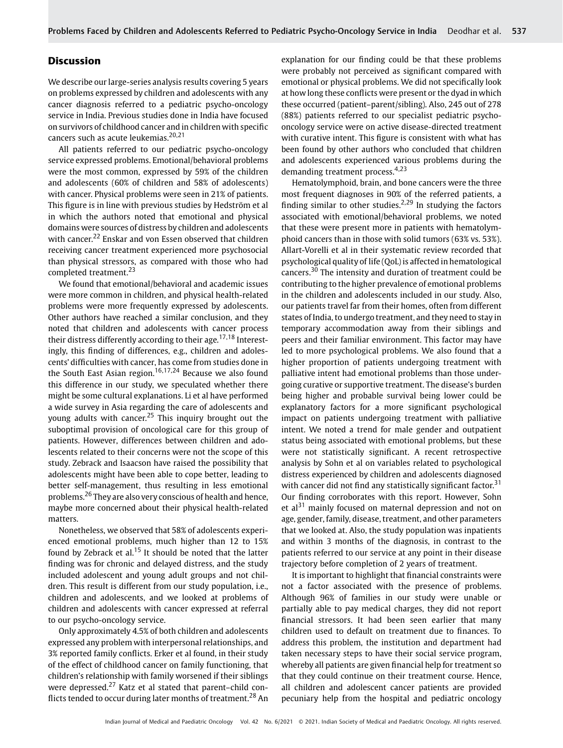## Discussion

We describe our large-series analysis results covering 5 years on problems expressed by children and adolescents with any cancer diagnosis referred to a pediatric psycho-oncology service in India. Previous studies done in India have focused on survivors of childhood cancer and in children with specific cancers such as acute leukemias.[20,21]

All patients referred to our pediatric psycho-oncology service expressed problems. Emotional/behavioral problems were the most common, expressed by 59% of the children and adolescents (60% of children and 58% of adolescents) with cancer. Physical problems were seen in 21% of patients. This figure is in line with previous studies by Hedström et al in which the authors noted that emotional and physical domains were sources of distress by children and adolescents with cancer.[22] Enskar and von Essen observed that children receiving cancer treatment experienced more psychosocial than physical stressors, as compared with those who had completed treatment.[23]

We found that emotional/behavioral and academic issues were more common in children, and physical health-related problems were more frequently expressed by adolescents. Other authors have reached a similar conclusion, and they noted that children and adolescents with cancer process their distress differently according to their age.[17,18] Interestingly, this finding of differences, e.g., children and adolescents' difficulties with cancer, has come from studies done in the South East Asian region.[16,17,24] Because we also found this difference in our study, we speculated whether there might be some cultural explanations. Li et al have performed a wide survey in Asia regarding the care of adolescents and young adults with cancer.[25] This inquiry brought out the suboptimal provision of oncological care for this group of patients. However, differences between children and adolescents related to their concerns were not the scope of this study. Zebrack and Isaacson have raised the possibility that adolescents might have been able to cope better, leading to better self-management, thus resulting in less emotional problems.[26] They are also very conscious of health and hence, maybe more concerned about their physical health-related matters.

Nonetheless, we observed that 58% of adolescents experienced emotional problems, much higher than 12 to 15% found by Zebrack et al.[15] It should be noted that the latter finding was for chronic and delayed distress, and the study included adolescent and young adult groups and not children. This result is different from our study population, i.e., children and adolescents, and we looked at problems of children and adolescents with cancer expressed at referral to our psycho-oncology service.

Only approximately 4.5% of both children and adolescents expressed any problem with interpersonal relationships, and 3% reported family conflicts. Erker et al found, in their study of the effect of childhood cancer on family functioning, that children's relationship with family worsened if their siblings were depressed.[27] Katz et al stated that parent–child conflicts tended to occur during later months of treatment.[28] An explanation for our finding could be that these problems were probably not perceived as significant compared with emotional or physical problems. We did not specifically look at how long these conflicts were present or the dyad in which these occurred (patient–parent/sibling). Also, 245 out of 278 (88%) patients referred to our specialist pediatric psycho-oncology service were on active disease-directed treatment with curative intent. This figure is consistent with what has been found by other authors who concluded that children and adolescents experienced various problems during the demanding treatment process.[4,23]

Hematolymphoid, brain, and bone cancers were the three most frequent diagnoses in 90% of the referred patients, a finding similar to other studies.[2,29] In studying the factors associated with emotional/behavioral problems, we noted that these were present more in patients with hematolymphoid cancers than in those with solid tumors (63% vs. 53%). Allart-Vorelli et al in their systematic review recorded that psychological quality of life (QoL) is affected in hematological cancers.[30] The intensity and duration of treatment could be contributing to the higher prevalence of emotional problems in the children and adolescents included in our study. Also, our patients travel far from their homes, often from different states of India, to undergo treatment, and they need to stay in temporary accommodation away from their siblings and peers and their familiar environment. This factor may have led to more psychological problems. We also found that a higher proportion of patients undergoing treatment with palliative intent had emotional problems than those undergoing curative or supportive treatment. The disease's burden being higher and probable survival being lower could be explanatory factors for a more significant psychological impact on patients undergoing treatment with palliative intent. We noted a trend for male gender and outpatient status being associated with emotional problems, but these were not statistically significant. A recent retrospective analysis by Sohn et al on variables related to psychological distress experienced by children and adolescents diagnosed with cancer did not find any statistically significant factor.[31] Our finding corroborates with this report. However, Sohn et al[31] mainly focused on maternal depression and not on age, gender, family, disease, treatment, and other parameters that we looked at. Also, the study population was inpatients and within 3 months of the diagnosis, in contrast to the patients referred to our service at any point in their disease trajectory before completion of 2 years of treatment.

It is important to highlight that financial constraints were not a factor associated with the presence of problems. Although 96% of families in our study were unable or partially able to pay medical charges, they did not report financial stressors. It had been seen earlier that many children used to default on treatment due to finances. To address this problem, the institution and department had taken necessary steps to have their social service program, whereby all patients are given financial help for treatment so that they could continue on their treatment course. Hence, all children and adolescent cancer patients are provided pecuniary help from the hospital and pediatric oncology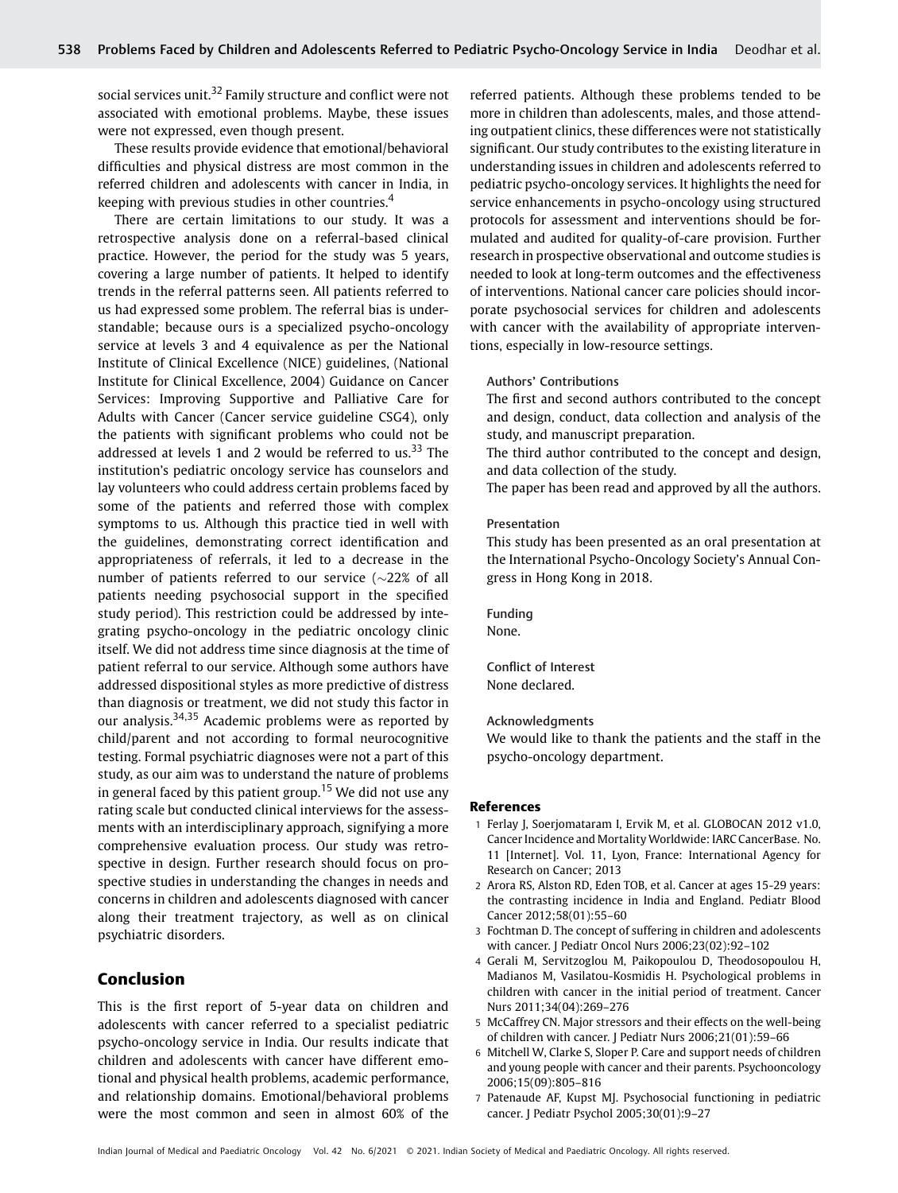social services unit.[32] Family structure and conflict were not associated with emotional problems. Maybe, these issues were not expressed, even though present.

These results provide evidence that emotional/behavioral difficulties and physical distress are most common in the referred children and adolescents with cancer in India, in keeping with previous studies in other countries.[4]

There are certain limitations to our study. It was a retrospective analysis done on a referral-based clinical practice. However, the period for the study was 5 years, covering a large number of patients. It helped to identify trends in the referral patterns seen. All patients referred to us had expressed some problem. The referral bias is understandable; because ours is a specialized psycho-oncology service at levels 3 and 4 equivalence as per the National Institute of Clinical Excellence (NICE) guidelines, (National Institute for Clinical Excellence, 2004) Guidance on Cancer Services: Improving Supportive and Palliative Care for Adults with Cancer (Cancer service guideline CSG4), only the patients with significant problems who could not be addressed at levels 1 and 2 would be referred to us.[33] The institution's pediatric oncology service has counselors and lay volunteers who could address certain problems faced by some of the patients and referred those with complex symptoms to us. Although this practice tied in well with the guidelines, demonstrating correct identification and appropriateness of referrals, it led to a decrease in the number of patients referred to our service (~22% of all patients needing psychosocial support in the specified study period). This restriction could be addressed by integrating psycho-oncology in the pediatric oncology clinic itself. We did not address time since diagnosis at the time of patient referral to our service. Although some authors have addressed dispositional styles as more predictive of distress than diagnosis or treatment, we did not study this factor in our analysis.[34,35] Academic problems were as reported by child/parent and not according to formal neurocognitive testing. Formal psychiatric diagnoses were not a part of this study, as our aim was to understand the nature of problems in general faced by this patient group.[15] We did not use any rating scale but conducted clinical interviews for the assessments with an interdisciplinary approach, signifying a more comprehensive evaluation process. Our study was retrospective in design. Further research should focus on prospective studies in understanding the changes in needs and concerns in children and adolescents diagnosed with cancer along their treatment trajectory, as well as on clinical psychiatric disorders.

## Conclusion

This is the first report of 5-year data on children and adolescents with cancer referred to a specialist pediatric psycho-oncology service in India. Our results indicate that children and adolescents with cancer have different emotional and physical health problems, academic performance, and relationship domains. Emotional/behavioral problems were the most common and seen in almost 60% of the referred patients. Although these problems tended to be more in children than adolescents, males, and those attending outpatient clinics, these differences were not statistically significant. Our study contributes to the existing literature in understanding issues in children and adolescents referred to pediatric psycho-oncology services. It highlights the need for service enhancements in psycho-oncology using structured protocols for assessment and interventions should be formulated and audited for quality-of-care provision. Further research in prospective observational and outcome studies is needed to look at long-term outcomes and the effectiveness of interventions. National cancer care policies should incorporate psychosocial services for children and adolescents with cancer with the availability of appropriate interventions, especially in low-resource settings.

**Authors' Contributions**

The first and second authors contributed to the concept and design, conduct, data collection and analysis of the study, and manuscript preparation.

The third author contributed to the concept and design, and data collection of the study.

The paper has been read and approved by all the authors.

**Presentation**

This study has been presented as an oral presentation at the International Psycho-Oncology Society's Annual Congress in Hong Kong in 2018.

**Funding**

None.

**Conflict of Interest**

None declared.

**Acknowledgments**

We would like to thank the patients and the staff in the psycho-oncology department.

## References

1 Ferlay J, Soerjomataram I, Ervik M, et al. GLOBOCAN 2012 v1.0, Cancer Incidence and Mortality Worldwide: IARC CancerBase. No. 11 [Internet]. Vol. 11, Lyon, France: International Agency for Research on Cancer; 2013

2 Arora RS, Alston RD, Eden TOB, et al. Cancer at ages 15-29 years: the contrasting incidence in India and England. Pediatr Blood Cancer 2012;58(01):55–60

3 Fochtman D. The concept of suffering in children and adolescents with cancer. J Pediatr Oncol Nurs 2006;23(02):92–102

4 Gerali M, Servitzoglou M, Paikopoulou D, Theodosopoulou H, Madianos M, Vasilatou-Kosmidis H. Psychological problems in children with cancer in the initial period of treatment. Cancer Nurs 2011;34(04):269–276

5 McCaffrey CN. Major stressors and their effects on the well-being of children with cancer. J Pediatr Nurs 2006;21(01):59–66

6 Mitchell W, Clarke S, Sloper P. Care and support needs of children and young people with cancer and their parents. Psychooncology 2006;15(09):805–816

7 Patenaude AF, Kupst MJ. Psychosocial functioning in pediatric cancer. J Pediatr Psychol 2005;30(01):9–27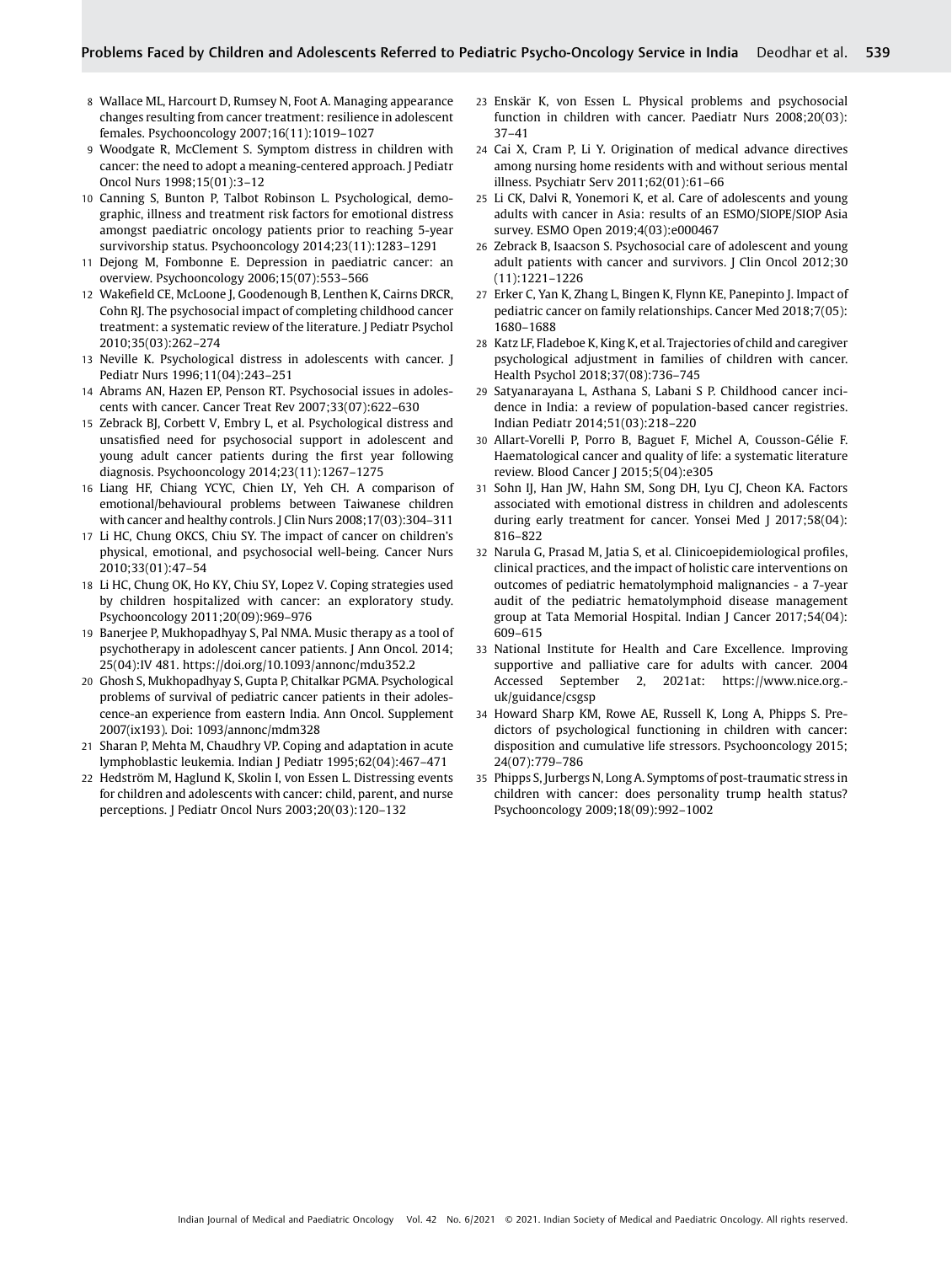8 Wallace ML, Harcourt D, Rumsey N, Foot A. Managing appearance changes resulting from cancer treatment: resilience in adolescent females. Psychooncology 2007;16(11):1019–1027

9 Woodgate R, McClement S. Symptom distress in children with cancer: the need to adopt a meaning-centered approach. J Pediatr Oncol Nurs 1998;15(01):3–12

10 Canning S, Bunton P, Talbot Robinson L. Psychological, demographic, illness and treatment risk factors for emotional distress amongst paediatric oncology patients prior to reaching 5-year survivorship status. Psychooncology 2014;23(11):1283–1291

11 Dejong M, Fombonne E. Depression in paediatric cancer: an overview. Psychooncology 2006;15(07):553–566

12 Wakefield CE, McLoone J, Goodenough B, Lenthen K, Cairns DRCR, Cohn RJ. The psychosocial impact of completing childhood cancer treatment: a systematic review of the literature. J Pediatr Psychol 2010;35(03):262–274

13 Neville K. Psychological distress in adolescents with cancer. J Pediatr Nurs 1996;11(04):243–251

14 Abrams AN, Hazen EP, Penson RT. Psychosocial issues in adolescents with cancer. Cancer Treat Rev 2007;33(07):622–630

15 Zebrack BJ, Corbett V, Embry L, et al. Psychological distress and unsatisfied need for psychosocial support in adolescent and young adult cancer patients during the first year following diagnosis. Psychooncology 2014;23(11):1267–1275

16 Liang HF, Chiang YCYC, Chien LY, Yeh CH. A comparison of emotional/behavioural problems between Taiwanese children with cancer and healthy controls. J Clin Nurs 2008;17(03):304–311

17 Li HC, Chung OKCS, Chiu SY. The impact of cancer on children's physical, emotional, and psychosocial well-being. Cancer Nurs 2010;33(01):47–54

18 Li HC, Chung OK, Ho KY, Chiu SY, Lopez V. Coping strategies used by children hospitalized with cancer: an exploratory study. Psychooncology 2011;20(09):969–976

19 Banerjee P, Mukhopadhyay S, Pal NMA. Music therapy as a tool of psychotherapy in adolescent cancer patients. J Ann Oncol. 2014; 25(04):IV 481. https://doi.org/10.1093/annonc/mdu352.2

20 Ghosh S, Mukhopadhyay S, Gupta P, Chitalkar PGMA. Psychological problems of survival of pediatric cancer patients in their adolescence-an experience from eastern India. Ann Oncol. Supplement 2007(ix193). Doi: 1093/annonc/mdm328

21 Sharan P, Mehta M, Chaudhry VP. Coping and adaptation in acute lymphoblastic leukemia. Indian J Pediatr 1995;62(04):467–471

22 Hedström M, Haglund K, Skolin I, von Essen L. Distressing events for children and adolescents with cancer: child, parent, and nurse perceptions. J Pediatr Oncol Nurs 2003;20(03):120–132

23 Enskär K, von Essen L. Physical problems and psychosocial function in children with cancer. Paediatr Nurs 2008;20(03): 37–41

24 Cai X, Cram P, Li Y. Origination of medical advance directives among nursing home residents with and without serious mental illness. Psychiatr Serv 2011;62(01):61–66

25 Li CK, Dalvi R, Yonemori K, et al. Care of adolescents and young adults with cancer in Asia: results of an ESMO/SIOPE/SIOP Asia survey. ESMO Open 2019;4(03):e000467

26 Zebrack B, Isaacson S. Psychosocial care of adolescent and young adult patients with cancer and survivors. J Clin Oncol 2012;30 (11):1221–1226

27 Erker C, Yan K, Zhang L, Bingen K, Flynn KE, Panepinto J. Impact of pediatric cancer on family relationships. Cancer Med 2018;7(05): 1680–1688

28 Katz LF, Fladeboe K, King K, et al. Trajectories of child and caregiver psychological adjustment in families of children with cancer. Health Psychol 2018;37(08):736–745

29 Satyanarayana L, Asthana S, Labani S P. Childhood cancer incidence in India: a review of population-based cancer registries. Indian Pediatr 2014;51(03):218–220

30 Allart-Vorelli P, Porro B, Baguet F, Michel A, Cousson-Gélie F. Haematological cancer and quality of life: a systematic literature review. Blood Cancer J 2015;5(04):e305

31 Sohn IJ, Han JW, Hahn SM, Song DH, Lyu CJ, Cheon KA. Factors associated with emotional distress in children and adolescents during early treatment for cancer. Yonsei Med J 2017;58(04): 816–822

32 Narula G, Prasad M, Jatia S, et al. Clinicoepidemiological profiles, clinical practices, and the impact of holistic care interventions on outcomes of pediatric hematolymphoid malignancies - a 7-year audit of the pediatric hematolymphoid disease management group at Tata Memorial Hospital. Indian J Cancer 2017;54(04): 609–615

33 National Institute for Health and Care Excellence. Improving supportive and palliative care for adults with cancer. 2004 Accessed September 2, 2021at: https://www.nice.org.uk/guidance/csgsp

34 Howard Sharp KM, Rowe AE, Russell K, Long A, Phipps S. Predictors of psychological functioning in children with cancer: disposition and cumulative life stressors. Psychooncology 2015; 24(07):779–786

35 Phipps S, Jurbergs N, Long A. Symptoms of post-traumatic stress in children with cancer: does personality trump health status? Psychooncology 2009;18(09):992–1002